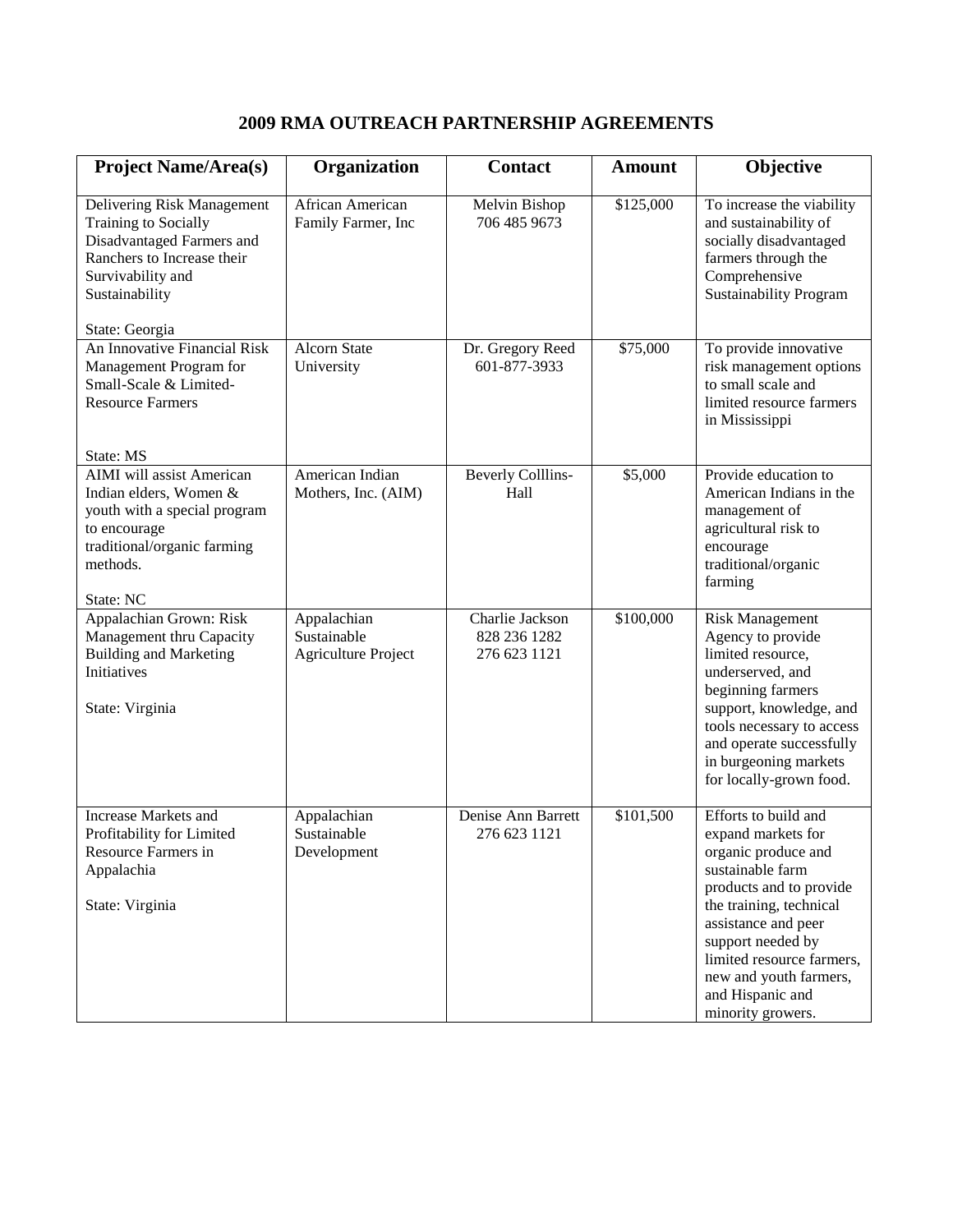# 2009 RMA OUTREACH PARTNERSHIP AGREEMENTS

| Project Name/Area(s) | Organization | Contact | Amount | Objective |
|---|---|---|---|---|
| Delivering Risk Management Training to Socially Disadvantaged Farmers and Ranchers to Increase their Survivability and Sustainability<br><br>State: Georgia | African American Family Farmer, Inc | Melvin Bishop<br>706 485 9673 | $125,000 | To increase the viability and sustainability of socially disadvantaged farmers through the Comprehensive Sustainability Program |
| An Innovative Financial Risk Management Program for Small-Scale & Limited-Resource Farmers<br><br>State: MS | Alcorn State University | Dr. Gregory Reed<br>601-877-3933 | $75,000 | To provide innovative risk management options to small scale and limited resource farmers in Mississippi |
| AIMI will assist American Indian elders, Women & youth with a special program to encourage traditional/organic farming methods.<br><br>State: NC | American Indian Mothers, Inc. (AIM) | Beverly Colllins-Hall | $5,000 | Provide education to American Indians in the management of agricultural risk to encourage traditional/organic farming |
| Appalachian Grown: Risk Management thru Capacity Building and Marketing Initiatives<br><br>State: Virginia | Appalachian Sustainable Agriculture Project | Charlie Jackson<br>828 236 1282<br>276 623 1121 | $100,000 | Risk Management Agency to provide limited resource, underserved, and beginning farmers support, knowledge, and tools necessary to access and operate successfully in burgeoning markets for locally-grown food. |
| Increase Markets and Profitability for Limited Resource Farmers in Appalachia<br><br>State: Virginia | Appalachian Sustainable Development | Denise Ann Barrett<br>276 623 1121 | $101,500 | Efforts to build and expand markets for organic produce and sustainable farm products and to provide the training, technical assistance and peer support needed by limited resource farmers, new and youth farmers, and Hispanic and minority growers. |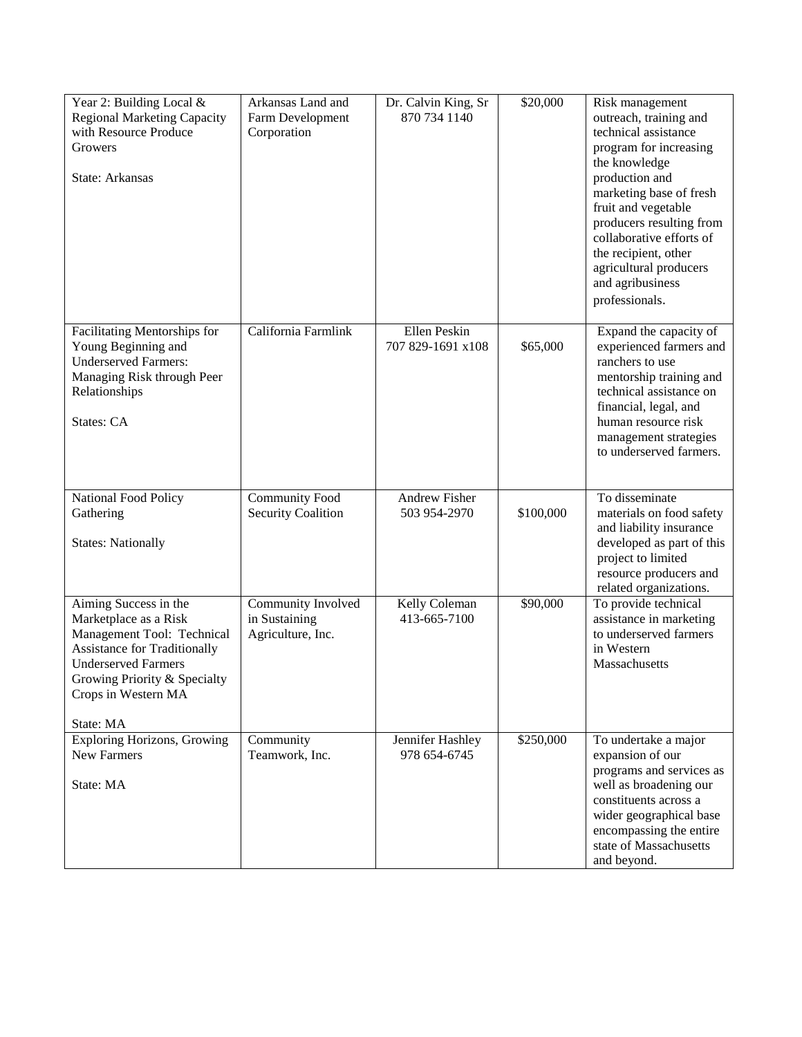| Year 2: Building Local & Regional Marketing Capacity with Resource Produce Growers<br><br>State: Arkansas | Arkansas Land and Farm Development Corporation | Dr. Calvin King, Sr 870 734 1140 | $20,000 | Risk management outreach, training and technical assistance program for increasing the knowledge production and marketing base of fresh fruit and vegetable producers resulting from collaborative efforts of the recipient, other agricultural producers and agribusiness professionals. |
|---|---|---|---|---|
| Facilitating Mentorships for Young Beginning and Underserved Farmers: Managing Risk through Peer Relationships<br><br>States: CA | California Farmlink | Ellen Peskin 707 829-1691 x108 | $65,000 | Expand the capacity of experienced farmers and ranchers to use mentorship training and technical assistance on financial, legal, and human resource risk management strategies to underserved farmers. |
| National Food Policy Gathering<br><br>States: Nationally | Community Food Security Coalition | Andrew Fisher 503 954-2970 | $100,000 | To disseminate materials on food safety and liability insurance developed as part of this project to limited resource producers and related organizations. |
| Aiming Success in the Marketplace as a Risk Management Tool: Technical Assistance for Traditionally Underserved Farmers Growing Priority & Specialty Crops in Western MA<br><br>State: MA | Community Involved in Sustaining Agriculture, Inc. | Kelly Coleman 413-665-7100 | $90,000 | To provide technical assistance in marketing to underserved farmers in Western Massachusetts |
| Exploring Horizons, Growing New Farmers<br><br>State: MA | Community Teamwork, Inc. | Jennifer Hashley 978 654-6745 | $250,000 | To undertake a major expansion of our programs and services as well as broadening our constituents across a wider geographical base encompassing the entire state of Massachusetts and beyond. |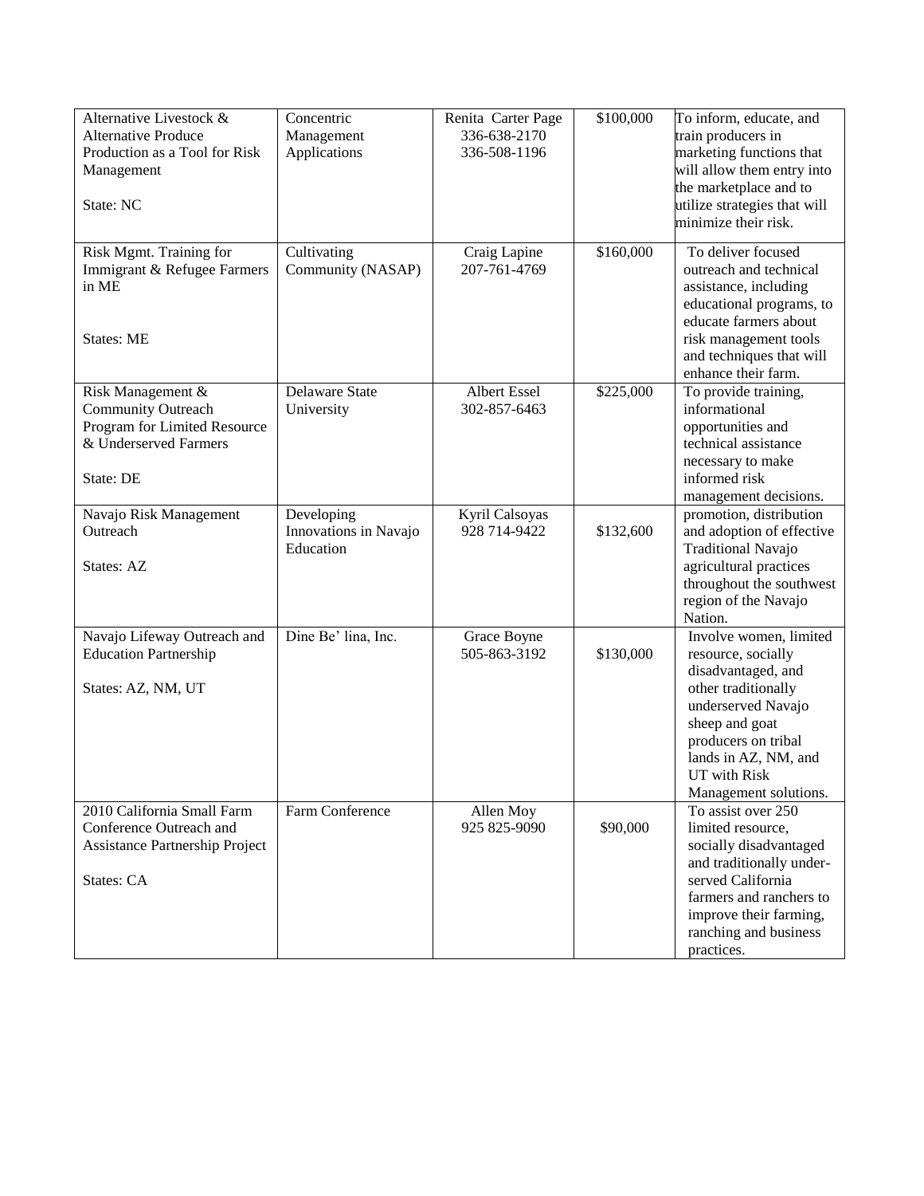| | | | | |
|---|---|---|---|---|
| Alternative Livestock & Alternative Produce Production as a Tool for Risk Management<br><br>State: NC | Concentric Management Applications | Renita Carter Page<br>336-638-2170<br>336-508-1196 | $100,000 | To inform, educate, and train producers in marketing functions that will allow them entry into the marketplace and to utilize strategies that will minimize their risk. |
| Risk Mgmt. Training for Immigrant & Refugee Farmers in ME<br><br>States: ME | Cultivating Community (NASAP) | Craig Lapine<br>207-761-4769 | $160,000 | To deliver focused outreach and technical assistance, including educational programs, to educate farmers about risk management tools and techniques that will enhance their farm. |
| Risk Management & Community Outreach Program for Limited Resource & Underserved Farmers<br><br>State: DE | Delaware State University | Albert Essel<br>302-857-6463 | $225,000 | To provide training, informational opportunities and technical assistance necessary to make informed risk management decisions. |
| Navajo Risk Management Outreach<br><br>States: AZ | Developing Innovations in Navajo Education | Kyril Calsoyas<br>928 714-9422 | $132,600 | promotion, distribution and adoption of effective Traditional Navajo agricultural practices throughout the southwest region of the Navajo Nation. |
| Navajo Lifeway Outreach and Education Partnership<br><br>States: AZ, NM, UT | Dine Be' lina, Inc. | Grace Boyne<br>505-863-3192 | $130,000 | Involve women, limited resource, socially disadvantaged, and other traditionally underserved Navajo sheep and goat producers on tribal lands in AZ, NM, and UT with Risk Management solutions. |
| 2010 California Small Farm Conference Outreach and Assistance Partnership Project<br><br>States: CA | Farm Conference | Allen Moy<br>925 825-9090 | $90,000 | To assist over 250 limited resource, socially disadvantaged and traditionally under-served California farmers and ranchers to improve their farming, ranching and business practices. |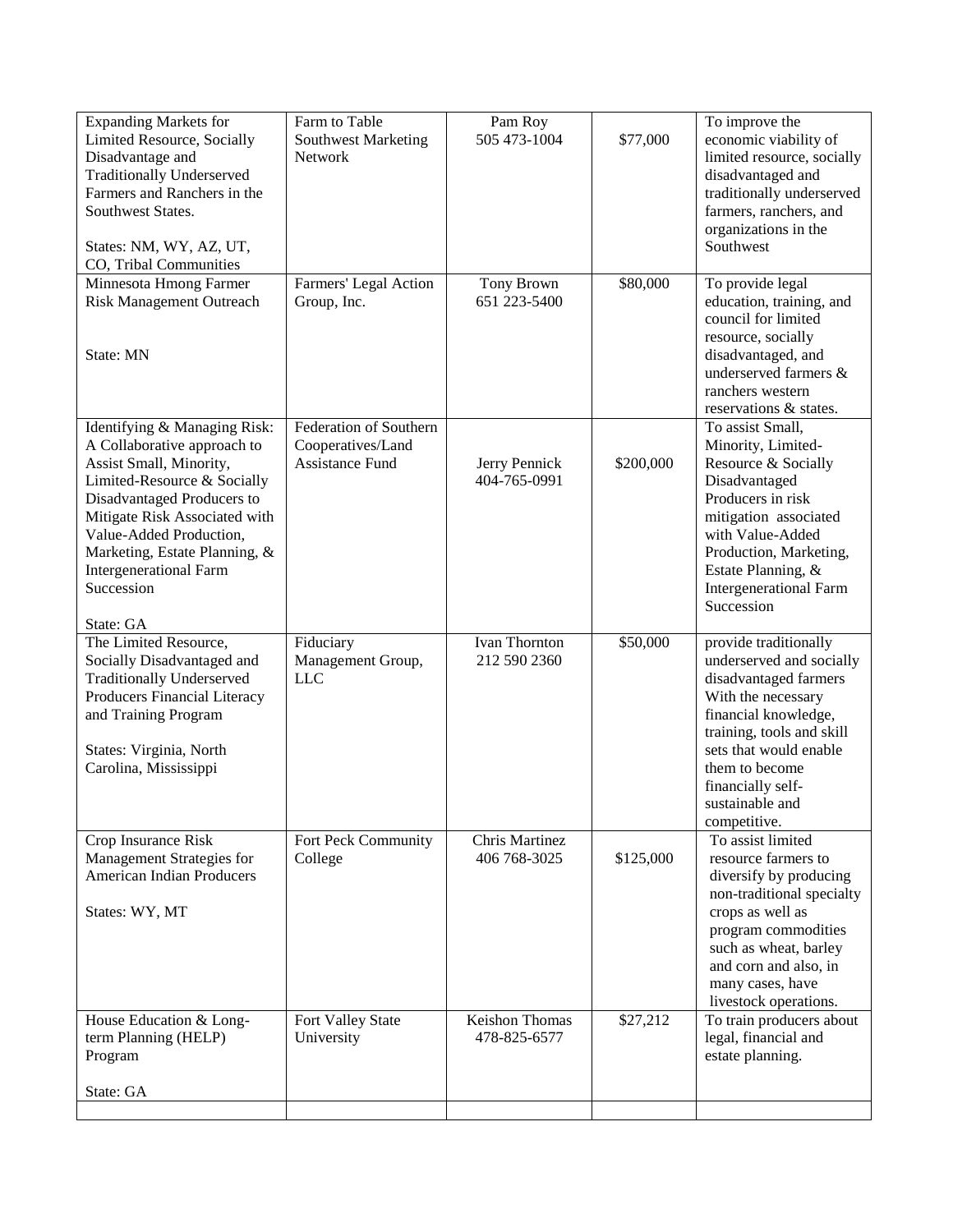| | | | | |
|---|---|---|---|---|
| Expanding Markets for Limited Resource, Socially Disadvantage and Traditionally Underserved Farmers and Ranchers in the Southwest States.<br><br>States: NM, WY, AZ, UT, CO, Tribal Communities | Farm to Table Southwest Marketing Network | Pam Roy<br>505 473-1004 | $77,000 | To improve the economic viability of limited resource, socially disadvantaged and traditionally underserved farmers, ranchers, and organizations in the Southwest |
| Minnesota Hmong Farmer Risk Management Outreach<br><br>State: MN | Farmers' Legal Action Group, Inc. | Tony Brown<br>651 223-5400 | $80,000 | To provide legal education, training, and council for limited resource, socially disadvantaged, and underserved farmers & ranchers western reservations & states. |
| Identifying & Managing Risk: A Collaborative approach to Assist Small, Minority, Limited-Resource & Socially Disadvantaged Producers to Mitigate Risk Associated with Value-Added Production, Marketing, Estate Planning, & Intergenerational Farm Succession<br><br>State: GA | Federation of Southern Cooperatives/Land Assistance Fund | Jerry Pennick<br>404-765-0991 | $200,000 | To assist Small, Minority, Limited-Resource & Socially Disadvantaged Producers in risk mitigation associated with Value-Added Production, Marketing, Estate Planning, & Intergenerational Farm Succession |
| The Limited Resource, Socially Disadvantaged and Traditionally Underserved Producers Financial Literacy and Training Program<br><br>States: Virginia, North Carolina, Mississippi | Fiduciary Management Group, LLC | Ivan Thornton<br>212 590 2360 | $50,000 | provide traditionally underserved and socially disadvantaged farmers With the necessary financial knowledge, training, tools and skill sets that would enable them to become financially self-sustainable and competitive. |
| Crop Insurance Risk Management Strategies for American Indian Producers<br><br>States: WY, MT | Fort Peck Community College | Chris Martinez<br>406 768-3025 | $125,000 | To assist limited resource farmers to diversify by producing non-traditional specialty crops as well as program commodities such as wheat, barley and corn and also, in many cases, have livestock operations. |
| House Education & Long-term Planning (HELP) Program<br><br>State: GA | Fort Valley State University | Keishon Thomas<br>478-825-6577 | $27,212 | To train producers about legal, financial and estate planning. |
| | | | | |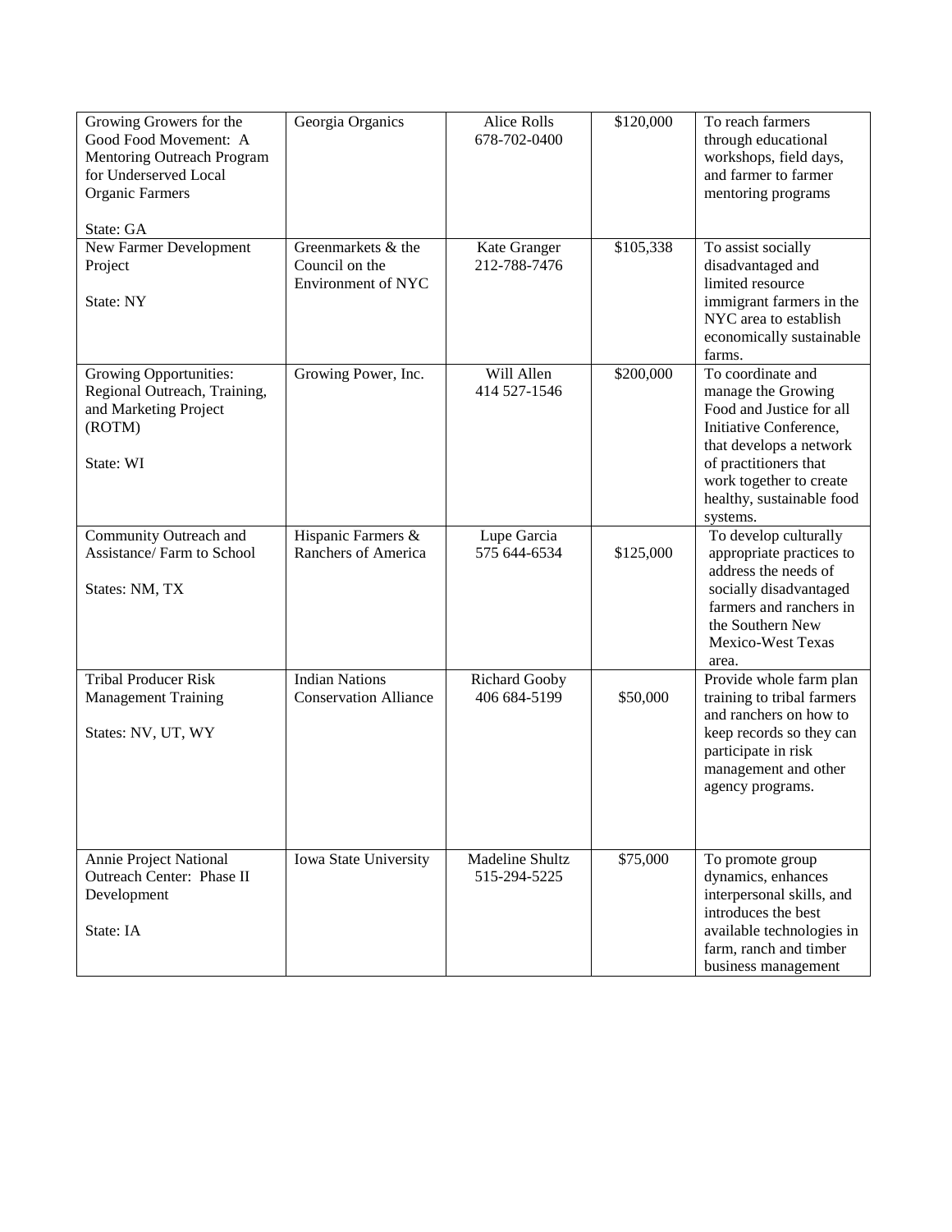| | | | | |
|---|---|---|---|---|
| Growing Growers for the Good Food Movement: A Mentoring Outreach Program for Underserved Local Organic Farmers<br><br>State: GA | Georgia Organics | Alice Rolls<br>678-702-0400 | \$120,000 | To reach farmers through educational workshops, field days, and farmer to farmer mentoring programs |
| New Farmer Development Project<br><br>State: NY | Greenmarkets & the Council on the Environment of NYC | Kate Granger<br>212-788-7476 | \$105,338 | To assist socially disadvantaged and limited resource immigrant farmers in the NYC area to establish economically sustainable farms. |
| Growing Opportunities: Regional Outreach, Training, and Marketing Project (ROTM)<br><br>State: WI | Growing Power, Inc. | Will Allen<br>414 527-1546 | \$200,000 | To coordinate and manage the Growing Food and Justice for all Initiative Conference, that develops a network of practitioners that work together to create healthy, sustainable food systems. |
| Community Outreach and Assistance/ Farm to School<br><br>States: NM, TX | Hispanic Farmers & Ranchers of America | Lupe Garcia<br>575 644-6534 | \$125,000 | To develop culturally appropriate practices to address the needs of socially disadvantaged farmers and ranchers in the Southern New Mexico-West Texas area. |
| Tribal Producer Risk Management Training<br><br>States: NV, UT, WY | Indian Nations Conservation Alliance | Richard Gooby<br>406 684-5199 | \$50,000 | Provide whole farm plan training to tribal farmers and ranchers on how to keep records so they can participate in risk management and other agency programs. |
| Annie Project National Outreach Center: Phase II Development<br><br>State: IA | Iowa State University | Madeline Shultz<br>515-294-5225 | \$75,000 | To promote group dynamics, enhances interpersonal skills, and introduces the best available technologies in farm, ranch and timber business management |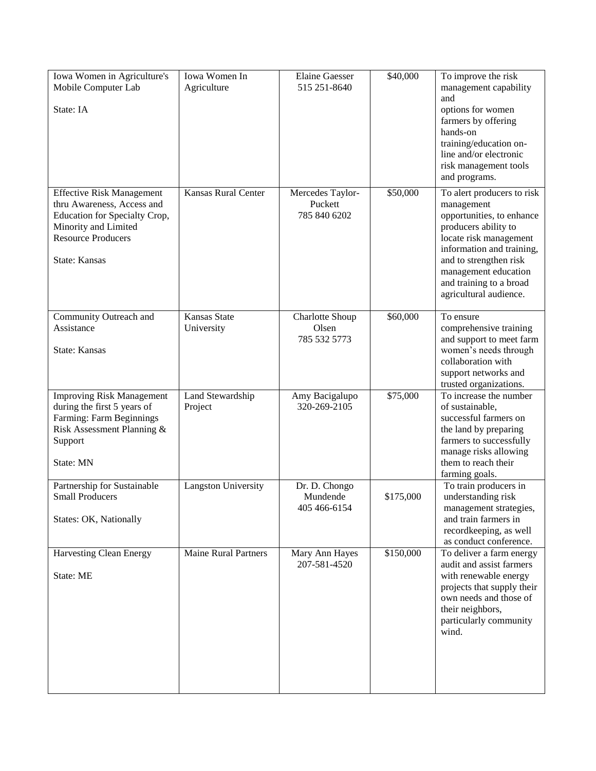| Iowa Women in Agriculture's Mobile Computer Lab<br><br>State: IA | Iowa Women In Agriculture | Elaine Gaesser<br>515 251-8640 | $40,000 | To improve the risk management capability and options for women farmers by offering hands-on training/education on-line and/or electronic risk management tools and programs. |
|---|---|---|---|---|
| Effective Risk Management thru Awareness, Access and Education for Specialty Crop, Minority and Limited Resource Producers<br><br>State: Kansas | Kansas Rural Center | Mercedes Taylor-Puckett<br>785 840 6202 | $50,000 | To alert producers to risk management opportunities, to enhance producers ability to locate risk management information and training, and to strengthen risk management education and training to a broad agricultural audience. |
| Community Outreach and Assistance<br><br>State: Kansas | Kansas State University | Charlotte Shoup Olsen<br>785 532 5773 | $60,000 | To ensure comprehensive training and support to meet farm women's needs through collaboration with support networks and trusted organizations. |
| Improving Risk Management during the first 5 years of Farming: Farm Beginnings Risk Assessment Planning & Support<br><br>State: MN | Land Stewardship Project | Amy Bacigalupo<br>320-269-2105 | $75,000 | To increase the number of sustainable, successful farmers on the land by preparing farmers to successfully manage risks allowing them to reach their farming goals. |
| Partnership for Sustainable Small Producers<br><br>States: OK, Nationally | Langston University | Dr. D. Chongo Mundende<br>405 466-6154 | $175,000 | To train producers in understanding risk management strategies, and train farmers in recordkeeping, as well as conduct conference. |
| Harvesting Clean Energy<br><br>State: ME | Maine Rural Partners | Mary Ann Hayes<br>207-581-4520 | $150,000 | To deliver a farm energy audit and assist farmers with renewable energy projects that supply their own needs and those of their neighbors, particularly community wind. |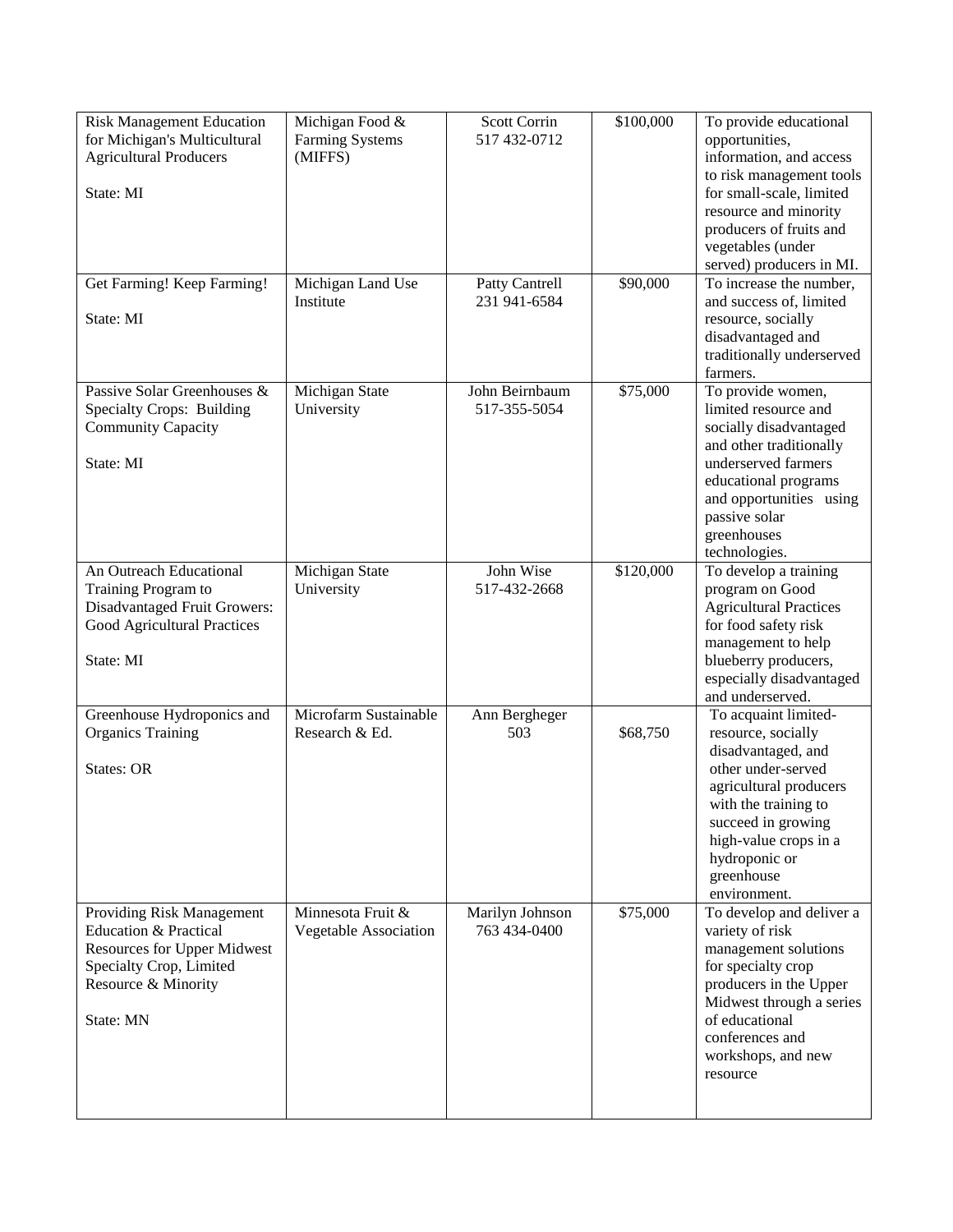| | | | | |
|---|---|---|---|---|
| Risk Management Education for Michigan's Multicultural Agricultural Producers<br><br>State: MI | Michigan Food & Farming Systems (MIFFS) | Scott Corrin<br>517 432-0712 | $100,000 | To provide educational opportunities, information, and access to risk management tools for small-scale, limited resource and minority producers of fruits and vegetables (under served) producers in MI. |
| Get Farming! Keep Farming!<br><br>State: MI | Michigan Land Use Institute | Patty Cantrell<br>231 941-6584 | $90,000 | To increase the number, and success of, limited resource, socially disadvantaged and traditionally underserved farmers. |
| Passive Solar Greenhouses & Specialty Crops: Building Community Capacity<br><br>State: MI | Michigan State University | John Beirnbaum<br>517-355-5054 | $75,000 | To provide women, limited resource and socially disadvantaged and other traditionally underserved farmers educational programs and opportunities using passive solar greenhouses technologies. |
| An Outreach Educational Training Program to Disadvantaged Fruit Growers: Good Agricultural Practices<br><br>State: MI | Michigan State University | John Wise<br>517-432-2668 | $120,000 | To develop a training program on Good Agricultural Practices for food safety risk management to help blueberry producers, especially disadvantaged and underserved. |
| Greenhouse Hydroponics and Organics Training<br><br>States: OR | Microfarm Sustainable Research & Ed. | Ann Bergheger<br>503 | $68,750 | To acquaint limited-resource, socially disadvantaged, and other under-served agricultural producers with the training to succeed in growing high-value crops in a hydroponic or greenhouse environment. |
| Providing Risk Management Education & Practical Resources for Upper Midwest Specialty Crop, Limited Resource & Minority<br><br>State: MN | Minnesota Fruit & Vegetable Association | Marilyn Johnson<br>763 434-0400 | $75,000 | To develop and deliver a variety of risk management solutions for specialty crop producers in the Upper Midwest through a series of educational conferences and workshops, and new resource |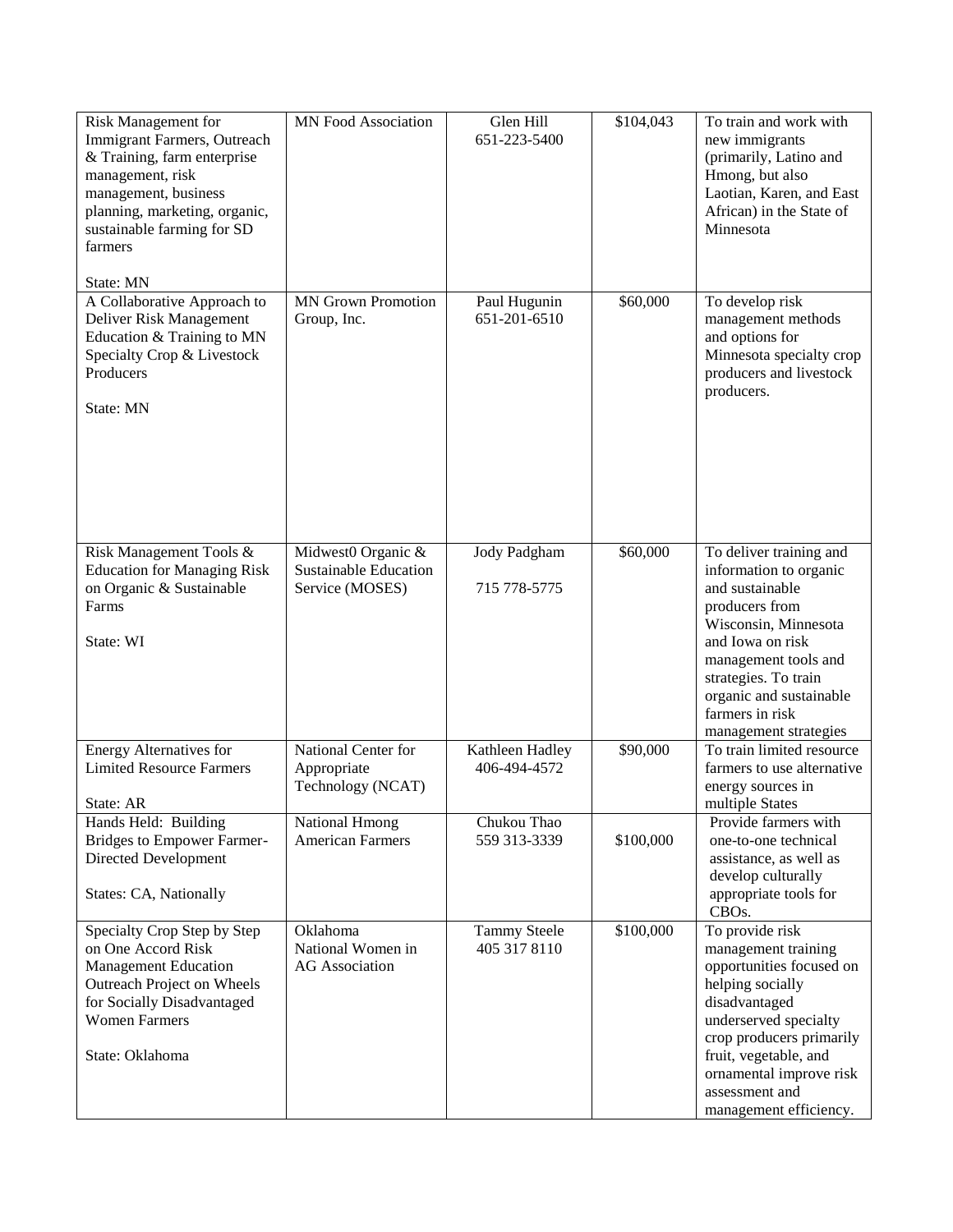| Risk Management for Immigrant Farmers, Outreach & Training, farm enterprise management, risk management, business planning, marketing, organic, sustainable farming for SD farmers<br><br>State: MN | MN Food Association | Glen Hill<br>651-223-5400 | $104,043 | To train and work with new immigrants (primarily, Latino and Hmong, but also Laotian, Karen, and East African) in the State of Minnesota |
|---|---|---|---|---|
| A Collaborative Approach to Deliver Risk Management Education & Training to MN Specialty Crop & Livestock Producers<br><br>State: MN | MN Grown Promotion Group, Inc. | Paul Hugunin<br>651-201-6510 | $60,000 | To develop risk management methods and options for Minnesota specialty crop producers and livestock producers. |
| Risk Management Tools & Education for Managing Risk on Organic & Sustainable Farms<br><br>State: WI | Midwest0 Organic & Sustainable Education Service (MOSES) | Jody Padgham<br><br>715 778-5775 | $60,000 | To deliver training and information to organic and sustainable producers from Wisconsin, Minnesota and Iowa on risk management tools and strategies. To train organic and sustainable farmers in risk management strategies |
| Energy Alternatives for Limited Resource Farmers<br><br>State: AR | National Center for Appropriate Technology (NCAT) | Kathleen Hadley<br>406-494-4572 | $90,000 | To train limited resource farmers to use alternative energy sources in multiple States |
| Hands Held: Building Bridges to Empower Farmer-Directed Development<br><br>States: CA, Nationally | National Hmong American Farmers | Chukou Thao<br>559 313-3339 | $100,000 | Provide farmers with one-to-one technical assistance, as well as develop culturally appropriate tools for CBOs. |
| Specialty Crop Step by Step on One Accord Risk Management Education Outreach Project on Wheels for Socially Disadvantaged Women Farmers<br><br>State: Oklahoma | Oklahoma National Women in AG Association | Tammy Steele<br>405 317 8110 | $100,000 | To provide risk management training opportunities focused on helping socially disadvantaged underserved specialty crop producers primarily fruit, vegetable, and ornamental improve risk assessment and management efficiency. |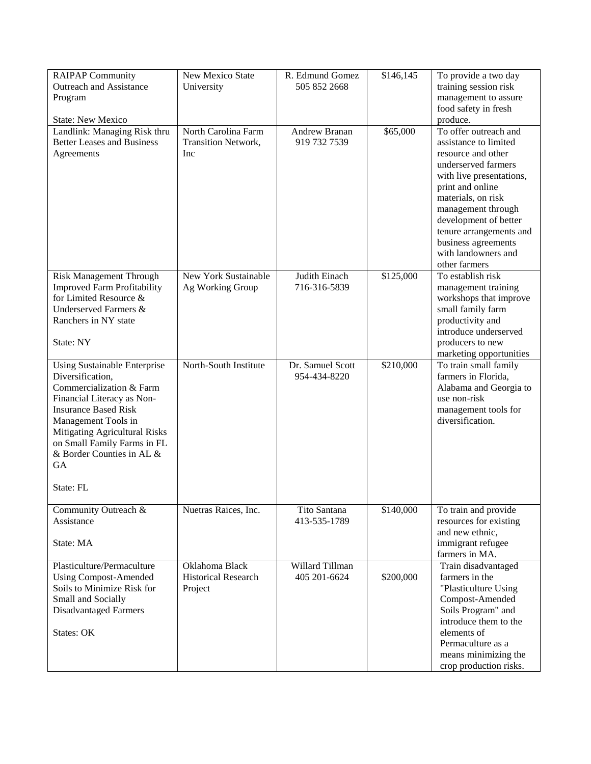| RAIPAP Community Outreach and Assistance Program<br><br>State: New Mexico | New Mexico State University | R. Edmund Gomez<br>505 852 2668 | $146,145 | To provide a two day training session risk management to assure food safety in fresh produce. |
|---|---|---|---|---|
| Landlink: Managing Risk thru Better Leases and Business Agreements | North Carolina Farm Transition Network, Inc | Andrew Branan<br>919 732 7539 | $65,000 | To offer outreach and assistance to limited resource and other underserved farmers with live presentations, print and online materials, on risk management through development of better tenure arrangements and business agreements with landowners and other farmers |
| Risk Management Through Improved Farm Profitability for Limited Resource & Underserved Farmers & Ranchers in NY state<br><br>State: NY | New York Sustainable Ag Working Group | Judith Einach<br>716-316-5839 | $125,000 | To establish risk management training workshops that improve small family farm productivity and introduce underserved producers to new marketing opportunities |
| Using Sustainable Enterprise Diversification, Commercialization & Farm Financial Literacy as Non-Insurance Based Risk Management Tools in Mitigating Agricultural Risks on Small Family Farms in FL & Border Counties in AL & GA<br><br>State: FL | North-South Institute | Dr. Samuel Scott<br>954-434-8220 | $210,000 | To train small family farmers in Florida, Alabama and Georgia to use non-risk management tools for diversification. |
| Community Outreach & Assistance<br><br>State: MA | Nuetras Raices, Inc. | Tito Santana<br>413-535-1789 | $140,000 | To train and provide resources for existing and new ethnic, immigrant refugee farmers in MA. |
| Plasticulture/Permaculture Using Compost-Amended Soils to Minimize Risk for Small and Socially Disadvantaged Farmers<br><br>States: OK | Oklahoma Black Historical Research Project | Willard Tillman<br>405 201-6624 | $200,000 | Train disadvantaged farmers in the "Plasticulture Using Compost-Amended Soils Program" and introduce them to the elements of Permaculture as a means minimizing the crop production risks. |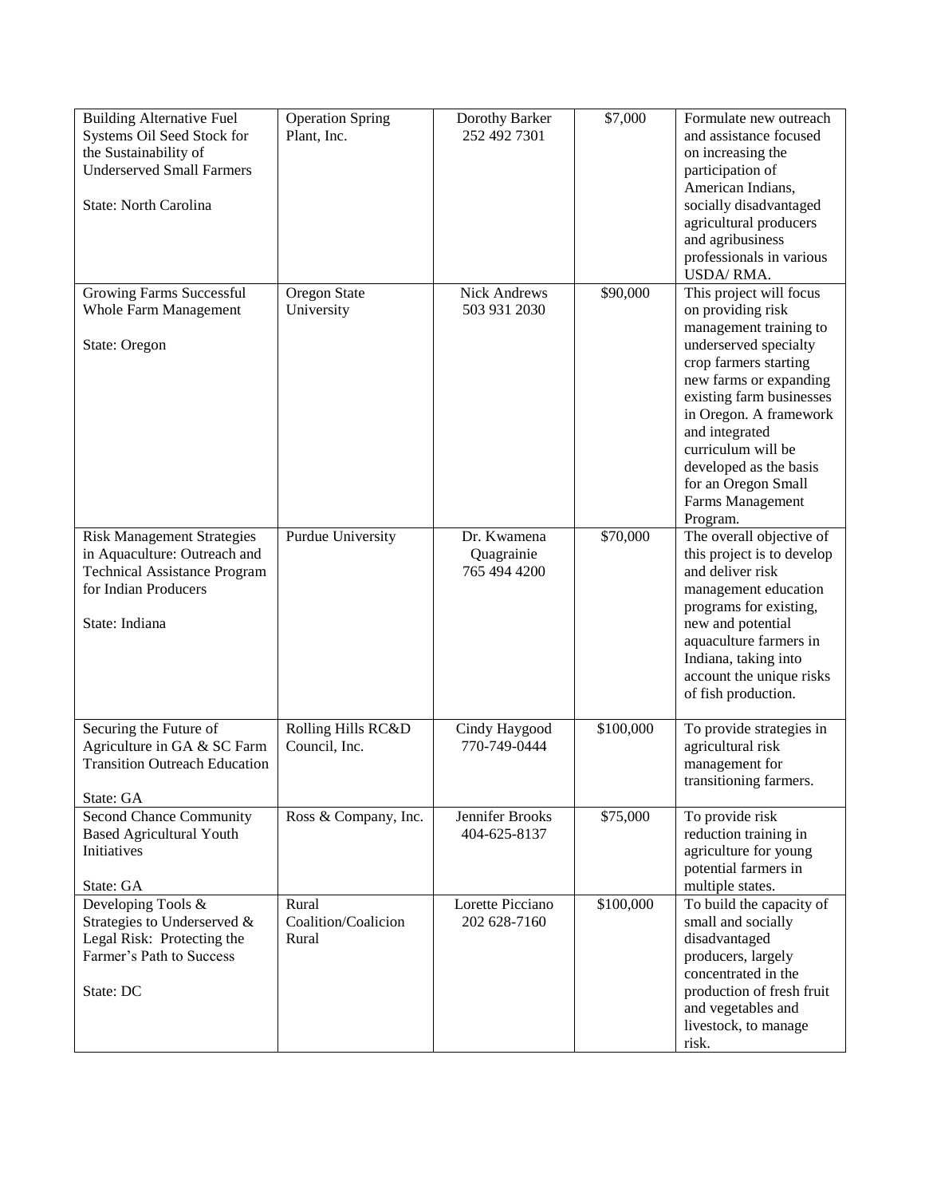| Building Alternative Fuel Systems Oil Seed Stock for the Sustainability of Underserved Small Farmers<br><br>State: North Carolina | Operation Spring Plant, Inc. | Dorothy Barker<br>252 492 7301 | $7,000 | Formulate new outreach and assistance focused on increasing the participation of American Indians, socially disadvantaged agricultural producers and agribusiness professionals in various USDA/ RMA. |
|---|---|---|---|---|
| Growing Farms Successful Whole Farm Management<br><br>State: Oregon | Oregon State University | Nick Andrews<br>503 931 2030 | $90,000 | This project will focus on providing risk management training to underserved specialty crop farmers starting new farms or expanding existing farm businesses in Oregon. A framework and integrated curriculum will be developed as the basis for an Oregon Small Farms Management Program. |
| Risk Management Strategies in Aquaculture: Outreach and Technical Assistance Program for Indian Producers<br><br>State: Indiana | Purdue University | Dr. Kwamena Quagrainie<br>765 494 4200 | $70,000 | The overall objective of this project is to develop and deliver risk management education programs for existing, new and potential aquaculture farmers in Indiana, taking into account the unique risks of fish production. |
| Securing the Future of Agriculture in GA & SC Farm Transition Outreach Education<br><br>State: GA | Rolling Hills RC&D Council, Inc. | Cindy Haygood<br>770-749-0444 | $100,000 | To provide strategies in agricultural risk management for transitioning farmers. |
| Second Chance Community Based Agricultural Youth Initiatives<br><br>State: GA | Ross & Company, Inc. | Jennifer Brooks<br>404-625-8137 | $75,000 | To provide risk reduction training in agriculture for young potential farmers in multiple states. |
| Developing Tools & Strategies to Underserved & Legal Risk: Protecting the Farmer's Path to Success<br><br>State: DC | Rural Coalition/Coalicion Rural | Lorette Picciano<br>202 628-7160 | $100,000 | To build the capacity of small and socially disadvantaged producers, largely concentrated in the production of fresh fruit and vegetables and livestock, to manage risk. |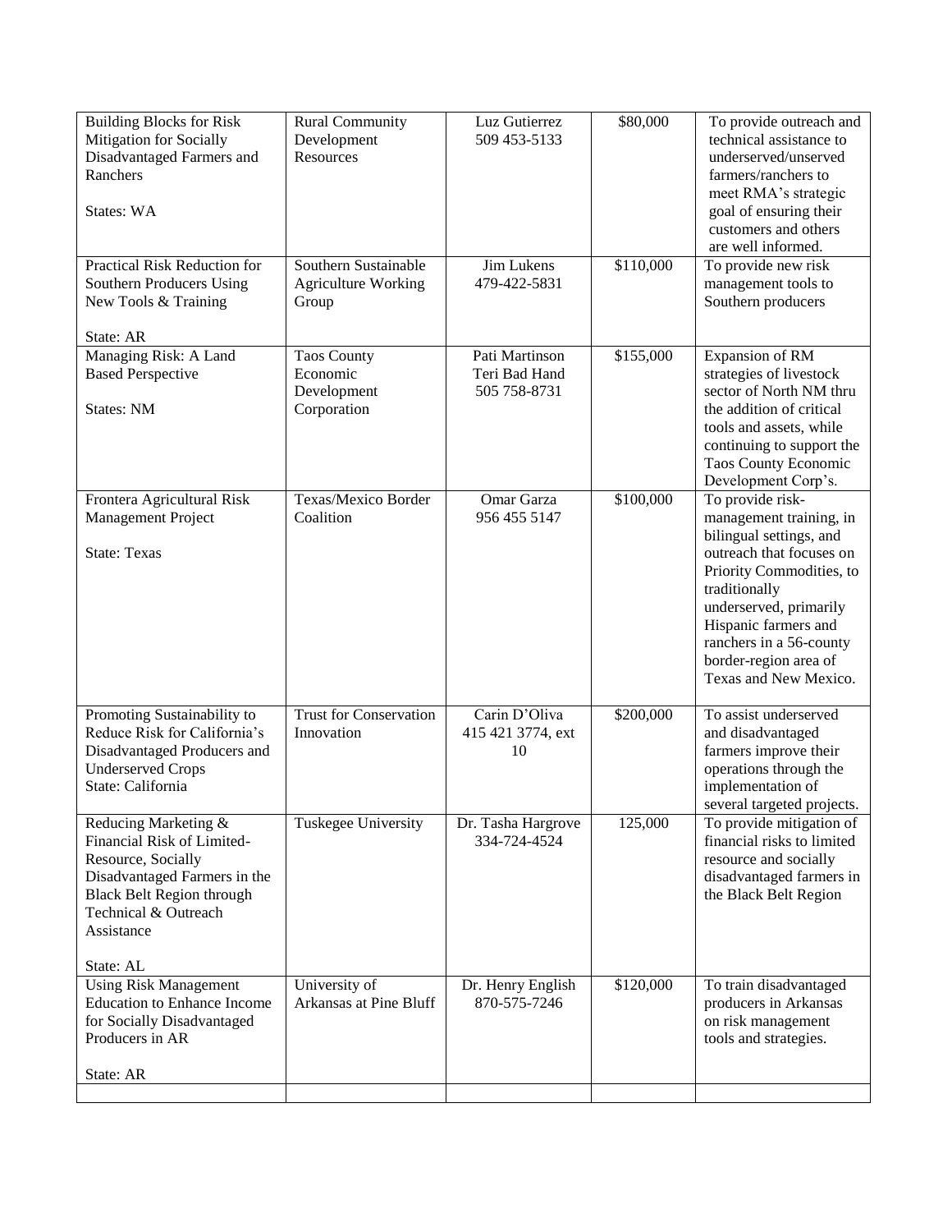| | | | | |
|---|---|---|---|---|
| Building Blocks for Risk Mitigation for Socially Disadvantaged Farmers and Ranchers<br><br>States: WA | Rural Community Development Resources | Luz Gutierrez<br>509 453-5133 | $80,000 | To provide outreach and technical assistance to underserved/unserved farmers/ranchers to meet RMA's strategic goal of ensuring their customers and others are well informed. |
| Practical Risk Reduction for Southern Producers Using New Tools & Training<br><br>State: AR | Southern Sustainable Agriculture Working Group | Jim Lukens<br>479-422-5831 | $110,000 | To provide new risk management tools to Southern producers |
| Managing Risk: A Land Based Perspective<br><br>States: NM | Taos County Economic Development Corporation | Pati Martinson<br>Teri Bad Hand<br>505 758-8731 | $155,000 | Expansion of RM strategies of livestock sector of North NM thru the addition of critical tools and assets, while continuing to support the Taos County Economic Development Corp's. |
| Frontera Agricultural Risk Management Project<br><br>State: Texas | Texas/Mexico Border Coalition | Omar Garza<br>956 455 5147 | $100,000 | To provide risk-management training, in bilingual settings, and outreach that focuses on Priority Commodities, to traditionally underserved, primarily Hispanic farmers and ranchers in a 56-county border-region area of Texas and New Mexico. |
| Promoting Sustainability to Reduce Risk for California's Disadvantaged Producers and Underserved Crops<br>State: California | Trust for Conservation Innovation | Carin D'Oliva<br>415 421 3774, ext 10 | $200,000 | To assist underserved and disadvantaged farmers improve their operations through the implementation of several targeted projects. |
| Reducing Marketing & Financial Risk of Limited-Resource, Socially Disadvantaged Farmers in the Black Belt Region through Technical & Outreach Assistance<br><br>State: AL | Tuskegee University | Dr. Tasha Hargrove<br>334-724-4524 | 125,000 | To provide mitigation of financial risks to limited resource and socially disadvantaged farmers in the Black Belt Region |
| Using Risk Management Education to Enhance Income for Socially Disadvantaged Producers in AR<br><br>State: AR | University of Arkansas at Pine Bluff | Dr. Henry English<br>870-575-7246 | $120,000 | To train disadvantaged producers in Arkansas on risk management tools and strategies. |
| | | | | |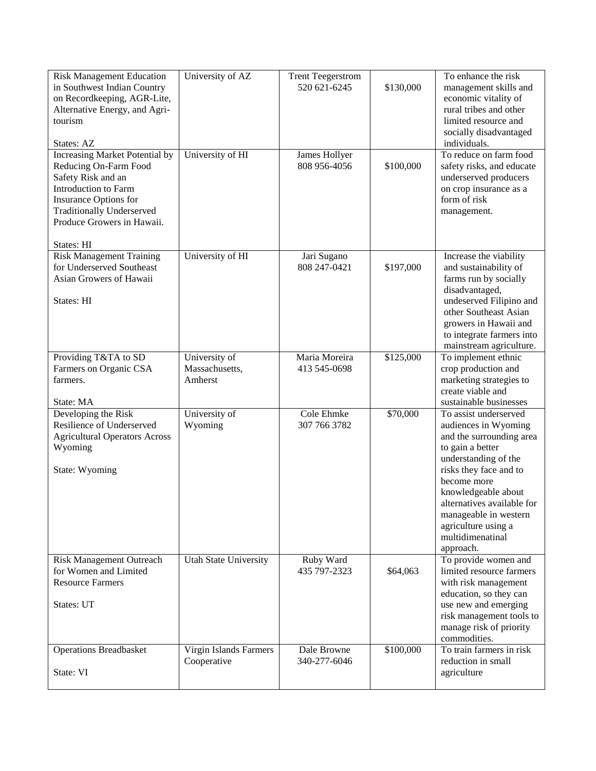| | | | | |
|---|---|---|---|---|
| Risk Management Education in Southwest Indian Country on Recordkeeping, AGR-Lite, Alternative Energy, and Agri-tourism<br><br>States: AZ | University of AZ | Trent Teegerstrom<br>520 621-6245 | \$130,000 | To enhance the risk management skills and economic vitality of rural tribes and other limited resource and socially disadvantaged individuals. |
| Increasing Market Potential by Reducing On-Farm Food Safety Risk and an Introduction to Farm Insurance Options for Traditionally Underserved Produce Growers in Hawaii.<br><br>States: HI | University of HI | James Hollyer<br>808 956-4056 | \$100,000 | To reduce on farm food safety risks, and educate underserved producers on crop insurance as a form of risk management. |
| Risk Management Training for Underserved Southeast Asian Growers of Hawaii<br><br>States: HI | University of HI | Jari Sugano<br>808 247-0421 | \$197,000 | Increase the viability and sustainability of farms run by socially disadvantaged, undeserved Filipino and other Southeast Asian growers in Hawaii and to integrate farmers into mainstream agriculture. |
| Providing T&TA to SD Farmers on Organic CSA farmers.<br><br>State: MA | University of Massachusetts, Amherst | Maria Moreira<br>413 545-0698 | \$125,000 | To implement ethnic crop production and marketing strategies to create viable and sustainable businesses |
| Developing the Risk Resilience of Underserved Agricultural Operators Across Wyoming<br><br>State: Wyoming | University of Wyoming | Cole Ehmke<br>307 766 3782 | \$70,000 | To assist underserved audiences in Wyoming and the surrounding area to gain a better understanding of the risks they face and to become more knowledgeable about alternatives available for manageable in western agriculture using a multidimenatinal approach. |
| Risk Management Outreach for Women and Limited Resource Farmers<br><br>States: UT | Utah State University | Ruby Ward<br>435 797-2323 | \$64,063 | To provide women and limited resource farmers with risk management education, so they can use new and emerging risk management tools to manage risk of priority commodities. |
| Operations Breadbasket<br><br>State: VI | Virgin Islands Farmers Cooperative | Dale Browne<br>340-277-6046 | \$100,000 | To train farmers in risk reduction in small agriculture |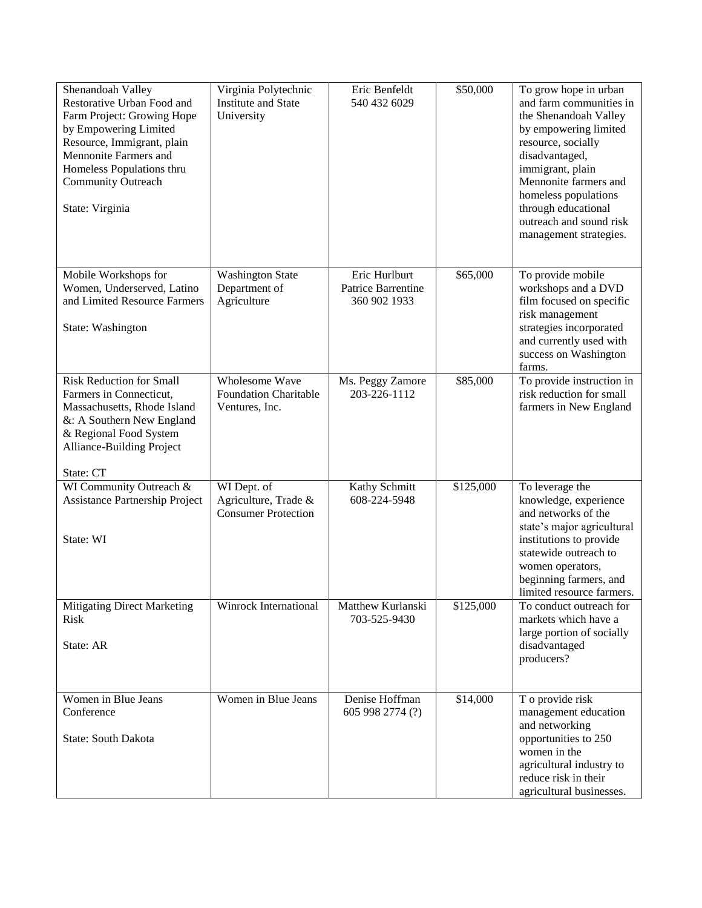| | | | | |
|---|---|---|---|---|
| Shenandoah Valley Restorative Urban Food and Farm Project: Growing Hope by Empowering Limited Resource, Immigrant, plain Mennonite Farmers and Homeless Populations thru Community Outreach<br><br>State: Virginia | Virginia Polytechnic Institute and State University | Eric Benfeldt<br>540 432 6029 | $50,000 | To grow hope in urban and farm communities in the Shenandoah Valley by empowering limited resource, socially disadvantaged, immigrant, plain Mennonite farmers and homeless populations through educational outreach and sound risk management strategies. |
| Mobile Workshops for Women, Underserved, Latino and Limited Resource Farmers<br><br>State: Washington | Washington State Department of Agriculture | Eric Hurlburt<br>Patrice Barrentine<br>360 902 1933 | $65,000 | To provide mobile workshops and a DVD film focused on specific risk management strategies incorporated and currently used with success on Washington farms. |
| Risk Reduction for Small Farmers in Connecticut, Massachusetts, Rhode Island &: A Southern New England & Regional Food System Alliance-Building Project<br><br>State: CT | Wholesome Wave Foundation Charitable Ventures, Inc. | Ms. Peggy Zamore<br>203-226-1112 | $85,000 | To provide instruction in risk reduction for small farmers in New England |
| WI Community Outreach & Assistance Partnership Project<br><br>State: WI | WI Dept. of Agriculture, Trade & Consumer Protection | Kathy Schmitt<br>608-224-5948 | $125,000 | To leverage the knowledge, experience and networks of the state's major agricultural institutions to provide statewide outreach to women operators, beginning farmers, and limited resource farmers. |
| Mitigating Direct Marketing Risk<br><br>State: AR | Winrock International | Matthew Kurlanski<br>703-525-9430 | $125,000 | To conduct outreach for markets which have a large portion of socially disadvantaged producers? |
| Women in Blue Jeans Conference<br><br>State: South Dakota | Women in Blue Jeans | Denise Hoffman<br>605 998 2774 (?) | $14,000 | T o provide risk management education and networking opportunities to 250 women in the agricultural industry to reduce risk in their agricultural businesses. |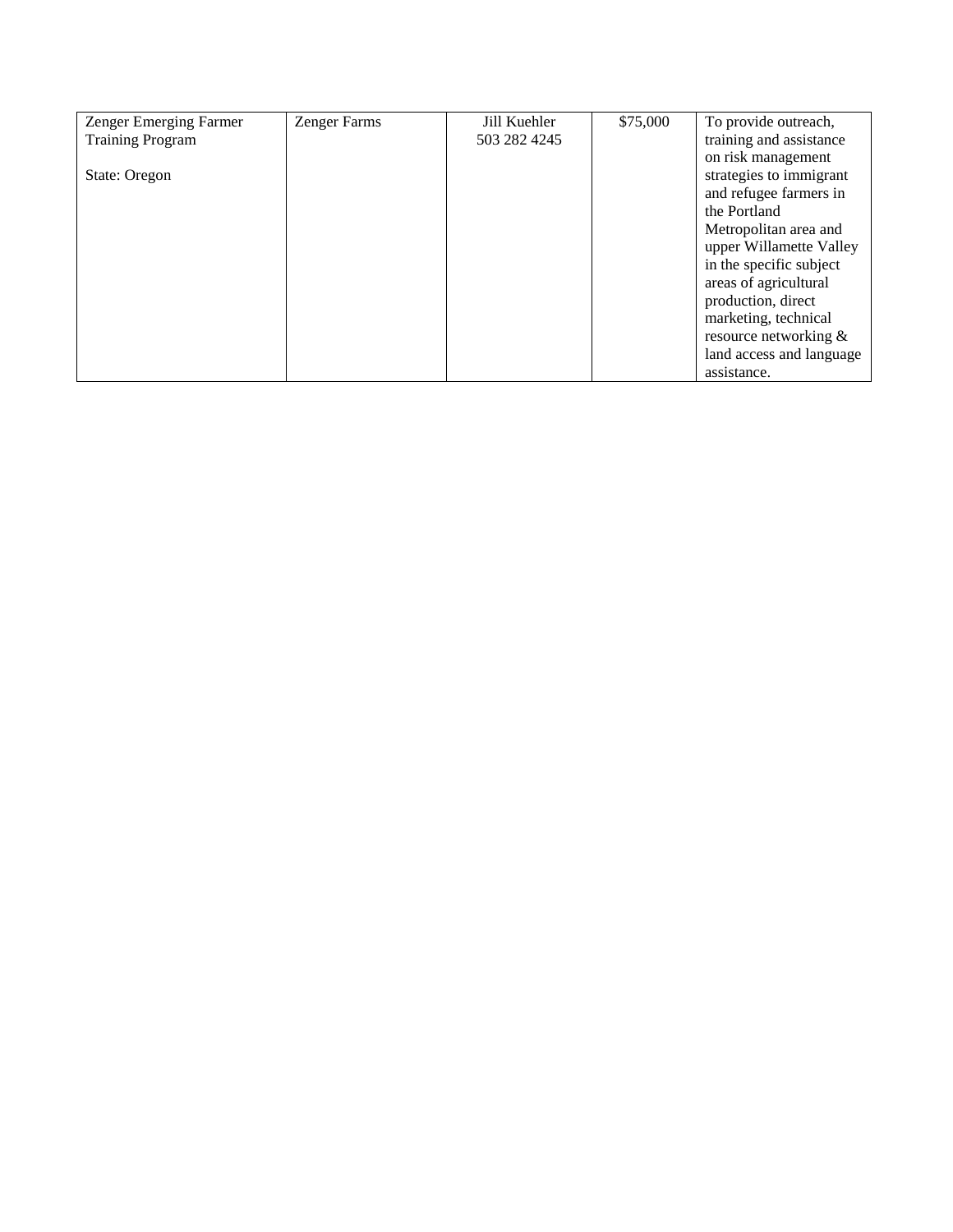| | | | | |
|---|---|---|---|---|
| Zenger Emerging Farmer Training Program<br><br>State: Oregon | Zenger Farms | Jill Kuehler<br>503 282 4245 | $75,000 | To provide outreach, training and assistance on risk management strategies to immigrant and refugee farmers in the Portland Metropolitan area and upper Willamette Valley in the specific subject areas of agricultural production, direct marketing, technical resource networking & land access and language assistance. |